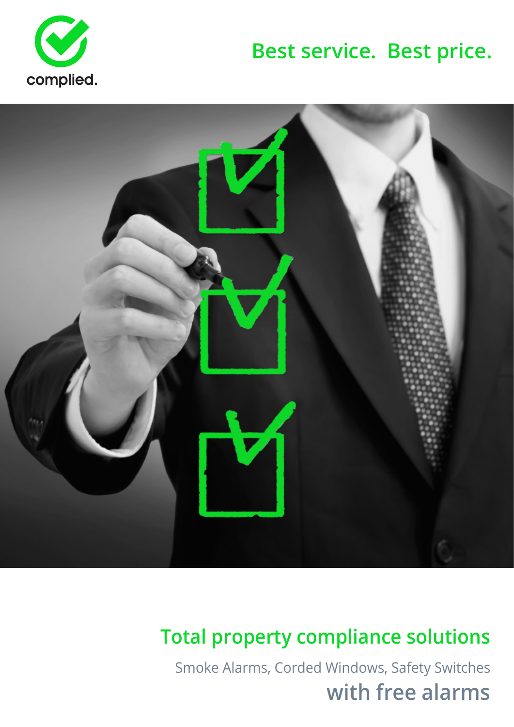complied.

## Best service. Best price.

# Total property compliance solutions

Smoke Alarms, Corded Windows, Safety Switches

**with free alarms**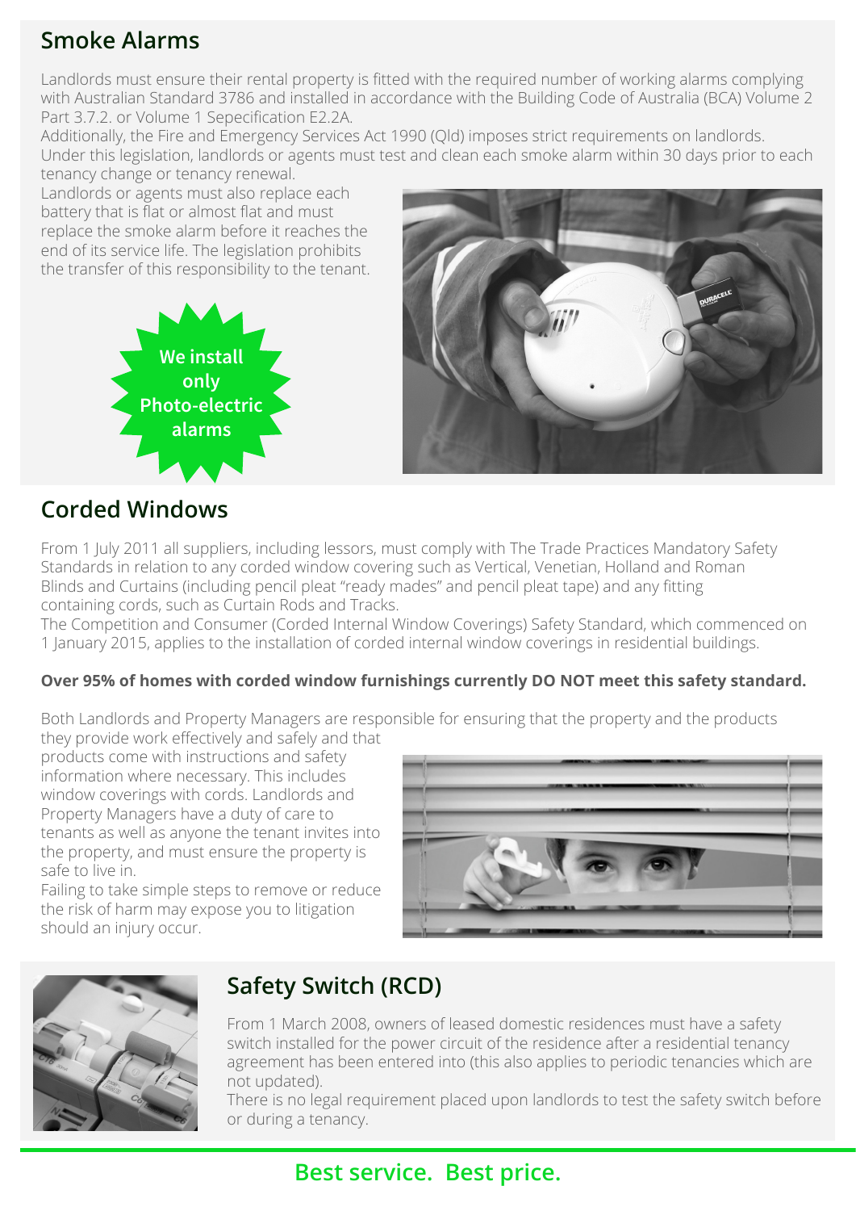## Smoke Alarms

Landlords must ensure their rental property is fitted with the required number of working alarms complying with Australian Standard 3786 and installed in accordance with the Building Code of Australia (BCA) Volume 2 Part 3.7.2. or Volume 1 Sepecification E2.2A.

Additionally, the Fire and Emergency Services Act 1990 (Qld) imposes strict requirements on landlords. Under this legislation, landlords or agents must test and clean each smoke alarm within 30 days prior to each tenancy change or tenancy renewal.

Landlords or agents must also replace each battery that is flat or almost flat and must replace the smoke alarm before it reaches the end of its service life. The legislation prohibits the transfer of this responsibility to the tenant.

**We install only Photo-electric alarms**

## Corded Windows

From 1 July 2011 all suppliers, including lessors, must comply with The Trade Practices Mandatory Safety Standards in relation to any corded window covering such as Vertical, Venetian, Holland and Roman Blinds and Curtains (including pencil pleat "ready mades" and pencil pleat tape) and any fitting containing cords, such as Curtain Rods and Tracks.

The Competition and Consumer (Corded Internal Window Coverings) Safety Standard, which commenced on 1 January 2015, applies to the installation of corded internal window coverings in residential buildings.

**Over 95% of homes with corded window furnishings currently DO NOT meet this safety standard.**

Both Landlords and Property Managers are responsible for ensuring that the property and the products they provide work effectively and safely and that products come with instructions and safety information where necessary. This includes window coverings with cords. Landlords and Property Managers have a duty of care to tenants as well as anyone the tenant invites into the property, and must ensure the property is safe to live in.

Failing to take simple steps to remove or reduce the risk of harm may expose you to litigation should an injury occur.

## Safety Switch (RCD)

From 1 March 2008, owners of leased domestic residences must have a safety switch installed for the power circuit of the residence after a residential tenancy agreement has been entered into (this also applies to periodic tenancies which are not updated).

There is no legal requirement placed upon landlords to test the safety switch before or during a tenancy.

**Best service. Best price.**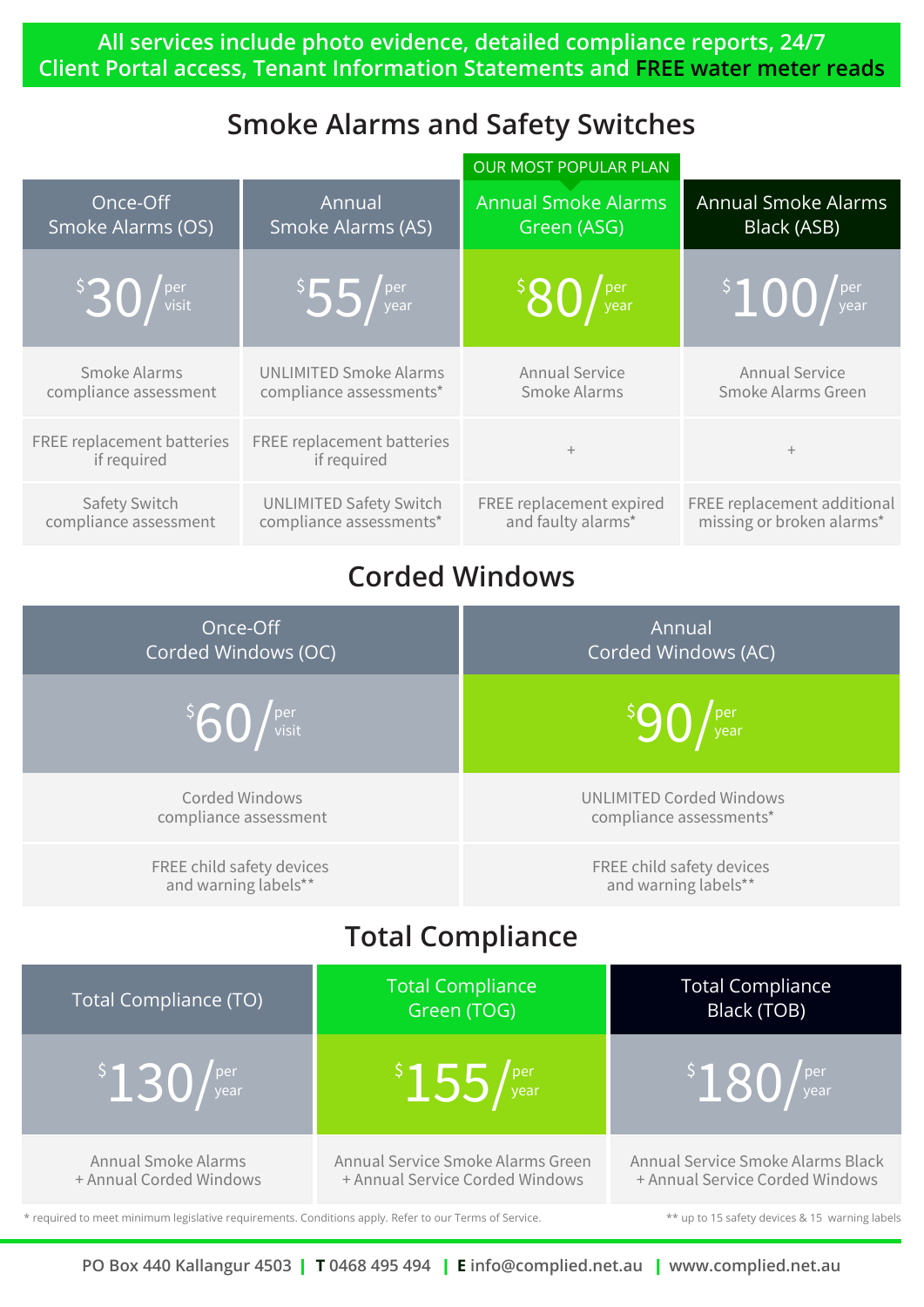**All services include photo evidence, detailed compliance reports, 24/7 Client Portal access, Tenant Information Statements and FREE water meter reads**

## Smoke Alarms and Safety Switches

| Once-Off Smoke Alarms (OS) | Annual Smoke Alarms (AS) | OUR MOST POPULAR PLAN<br>Annual Smoke Alarms Green (ASG) | Annual Smoke Alarms Black (ASB) |
|---|---|---|---|
| $30/per visit | $55/per year | $80/per year | $100/per year |
| Smoke Alarms compliance assessment | UNLIMITED Smoke Alarms compliance assessments* | Annual Service Smoke Alarms | Annual Service Smoke Alarms Green |
| FREE replacement batteries if required | FREE replacement batteries if required | + | + |
| Safety Switch compliance assessment | UNLIMITED Safety Switch compliance assessments* | FREE replacement expired and faulty alarms* | FREE replacement additional missing or broken alarms* |

## Corded Windows

| Once-Off Corded Windows (OC) | Annual Corded Windows (AC) |
|---|---|
| $60/per visit | $90/per year |
| Corded Windows compliance assessment | UNLIMITED Corded Windows compliance assessments* |
| FREE child safety devices and warning labels** | FREE child safety devices and warning labels** |

## Total Compliance

| Total Compliance (TO) | Total Compliance Green (TOG) | Total Compliance Black (TOB) |
|---|---|---|
| $130/per year | $155/per year | $180/per year |
| Annual Smoke Alarms + Annual Corded Windows | Annual Service Smoke Alarms Green + Annual Service Corded Windows | Annual Service Smoke Alarms Black + Annual Service Corded Windows |

* required to meet minimum legislative requirements. Conditions apply. Refer to our Terms of Service.

** up to 15 safety devices & 15 warning labels

PO Box 440 Kallangur 4503 | T 0468 495 494 | E info@complied.net.au | www.complied.net.au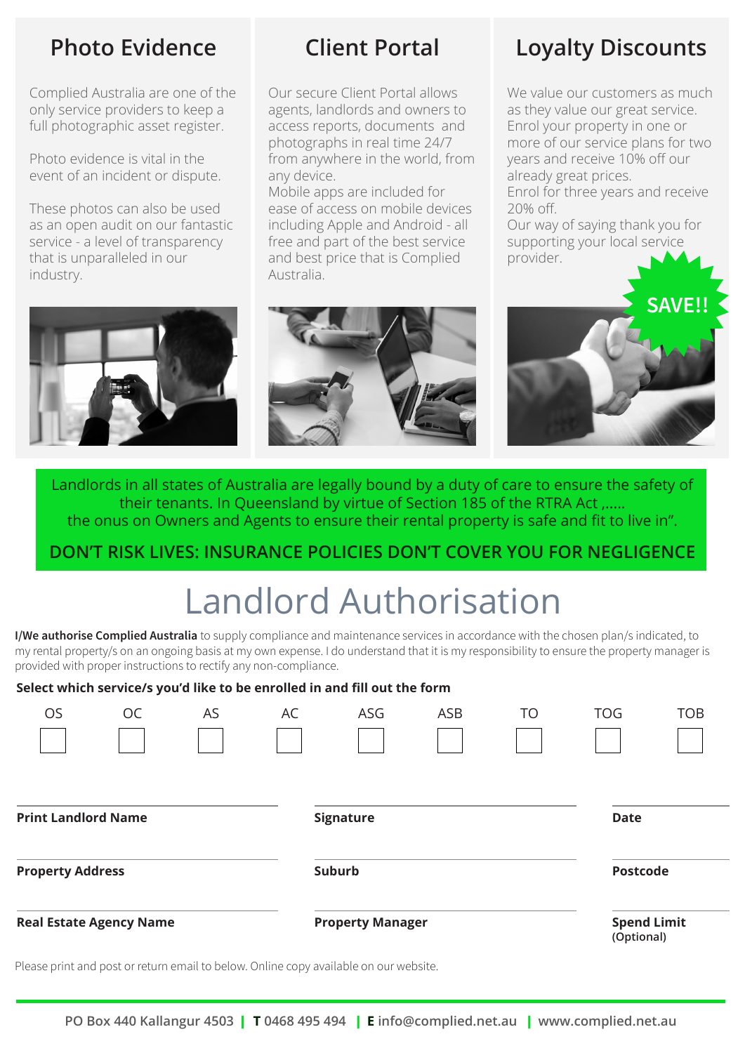## Photo Evidence

Complied Australia are one of the only service providers to keep a full photographic asset register.

Photo evidence is vital in the event of an incident or dispute.

These photos can also be used as an open audit on our fantastic service - a level of transparency that is unparalleled in our industry.

## Client Portal

Our secure Client Portal allows agents, landlords and owners to access reports, documents and photographs in real time 24/7 from anywhere in the world, from any device.
Mobile apps are included for ease of access on mobile devices including Apple and Android - all free and part of the best service and best price that is Complied Australia.

## Loyalty Discounts

We value our customers as much as they value our great service.
Enrol your property in one or more of our service plans for two years and receive 10% off our already great prices.
Enrol for three years and receive 20% off.
Our way of saying thank you for supporting your local service provider.

SAVE!!

Landlords in all states of Australia are legally bound by a duty of care to ensure the safety of their tenants. In Queensland by virtue of Section 185 of the RTRA Act ,.....
the onus on Owners and Agents to ensure their rental property is safe and fit to live in".

**DON'T RISK LIVES: INSURANCE POLICIES DON'T COVER YOU FOR NEGLIGENCE**

# Landlord Authorisation

**I/We authorise Complied Australia** to supply compliance and maintenance services in accordance with the chosen plan/s indicated, to my rental property/s on an ongoing basis at my own expense. I do understand that it is my responsibility to ensure the property manager is provided with proper instructions to rectify any non-compliance.

**Select which service/s you'd like to be enrolled in and fill out the form**

| OS | OC | AS | AC | ASG | ASB | TO | TOG | TOB |
|---|---|---|---|---|---|---|---|---|
| ☐ | ☐ | ☐ | ☐ | ☐ | ☐ | ☐ | ☐ | ☐ |

**Print Landlord Name** | **Signature** | **Date**

**Property Address** | **Suburb** | **Postcode**

**Real Estate Agency Name** | **Property Manager** | **Spend Limit (Optional)**

Please print and post or return email to below. Online copy available on our website.

PO Box 440 Kallangur 4503 | **T** 0468 495 494 | **E** info@complied.net.au | www.complied.net.au